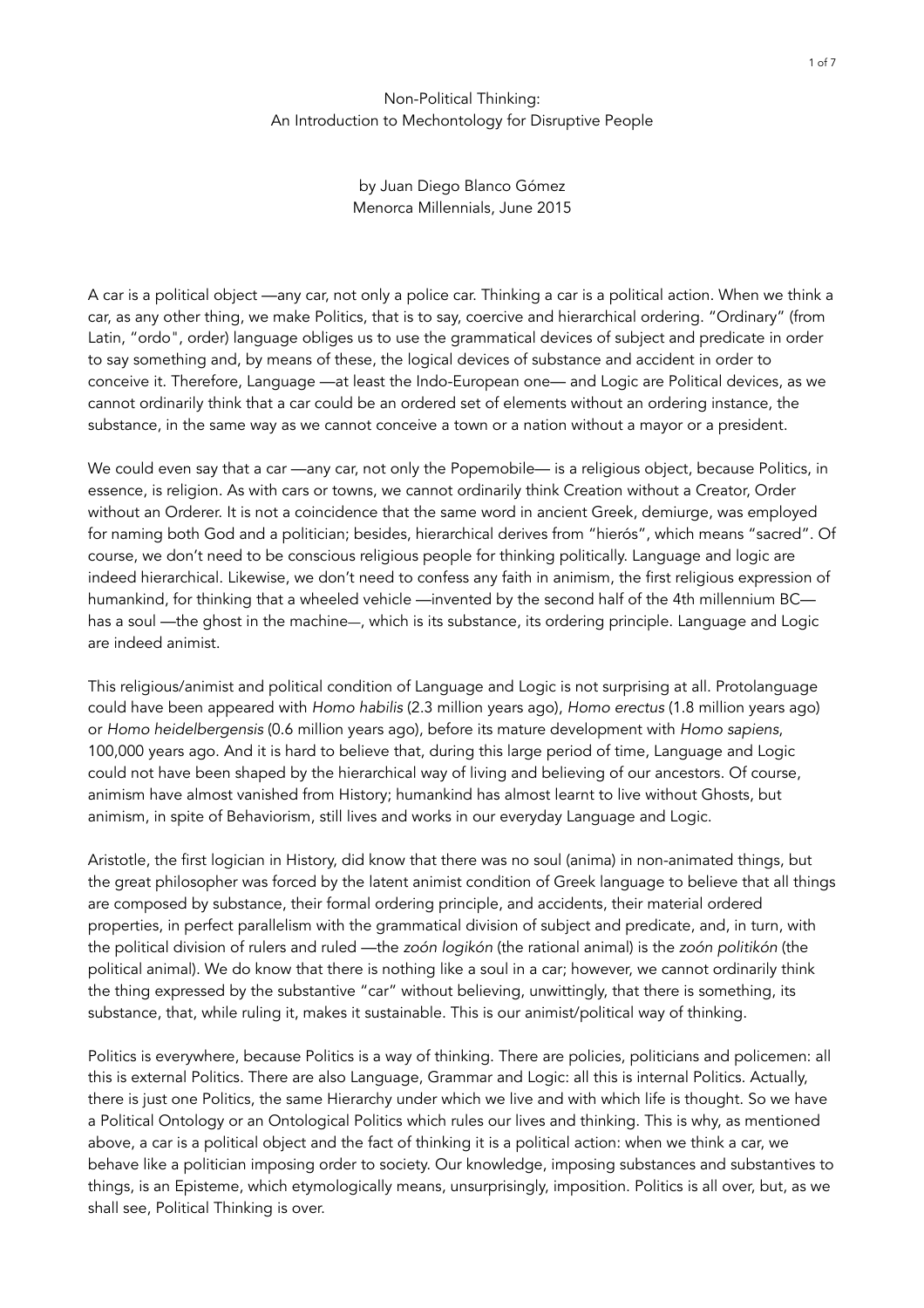# Non-Political Thinking: An Introduction to Mechontology for Disruptive People

by Juan Diego Blanco Gómez
Menorca Millennials, June 2015

A car is a political object —any car, not only a police car. Thinking a car is a political action. When we think a car, as any other thing, we make Politics, that is to say, coercive and hierarchical ordering. "Ordinary" (from Latin, "ordo", order) language obliges us to use the grammatical devices of subject and predicate in order to say something and, by means of these, the logical devices of substance and accident in order to conceive it. Therefore, Language —at least the Indo-European one— and Logic are Political devices, as we cannot ordinarily think that a car could be an ordered set of elements without an ordering instance, the substance, in the same way as we cannot conceive a town or a nation without a mayor or a president.

We could even say that a car —any car, not only the Popemobile— is a religious object, because Politics, in essence, is religion. As with cars or towns, we cannot ordinarily think Creation without a Creator, Order without an Orderer. It is not a coincidence that the same word in ancient Greek, demiurge, was employed for naming both God and a politician; besides, hierarchical derives from "hierós", which means "sacred". Of course, we don't need to be conscious religious people for thinking politically. Language and logic are indeed hierarchical. Likewise, we don't need to confess any faith in animism, the first religious expression of humankind, for thinking that a wheeled vehicle —invented by the second half of the 4th millennium BC— has a soul —the ghost in the machine—, which is its substance, its ordering principle. Language and Logic are indeed animist.

This religious/animist and political condition of Language and Logic is not surprising at all. Protolanguage could have been appeared with *Homo habilis* (2.3 million years ago), *Homo erectus* (1.8 million years ago) or *Homo heidelbergensis* (0.6 million years ago), before its mature development with *Homo sapiens*, 100,000 years ago. And it is hard to believe that, during this large period of time, Language and Logic could not have been shaped by the hierarchical way of living and believing of our ancestors. Of course, animism have almost vanished from History; humankind has almost learnt to live without Ghosts, but animism, in spite of Behaviorism, still lives and works in our everyday Language and Logic.

Aristotle, the first logician in History, did know that there was no soul (anima) in non-animated things, but the great philosopher was forced by the latent animist condition of Greek language to believe that all things are composed by substance, their formal ordering principle, and accidents, their material ordered properties, in perfect parallelism with the grammatical division of subject and predicate, and, in turn, with the political division of rulers and ruled —the *zoón logikón* (the rational animal) is the *zoón politikón* (the political animal). We do know that there is nothing like a soul in a car; however, we cannot ordinarily think the thing expressed by the substantive "car" without believing, unwittingly, that there is something, its substance, that, while ruling it, makes it sustainable. This is our animist/political way of thinking.

Politics is everywhere, because Politics is a way of thinking. There are policies, politicians and policemen: all this is external Politics. There are also Language, Grammar and Logic: all this is internal Politics. Actually, there is just one Politics, the same Hierarchy under which we live and with which life is thought. So we have a Political Ontology or an Ontological Politics which rules our lives and thinking. This is why, as mentioned above, a car is a political object and the fact of thinking it is a political action: when we think a car, we behave like a politician imposing order to society. Our knowledge, imposing substances and substantives to things, is an Episteme, which etymologically means, unsurprisingly, imposition. Politics is all over, but, as we shall see, Political Thinking is over.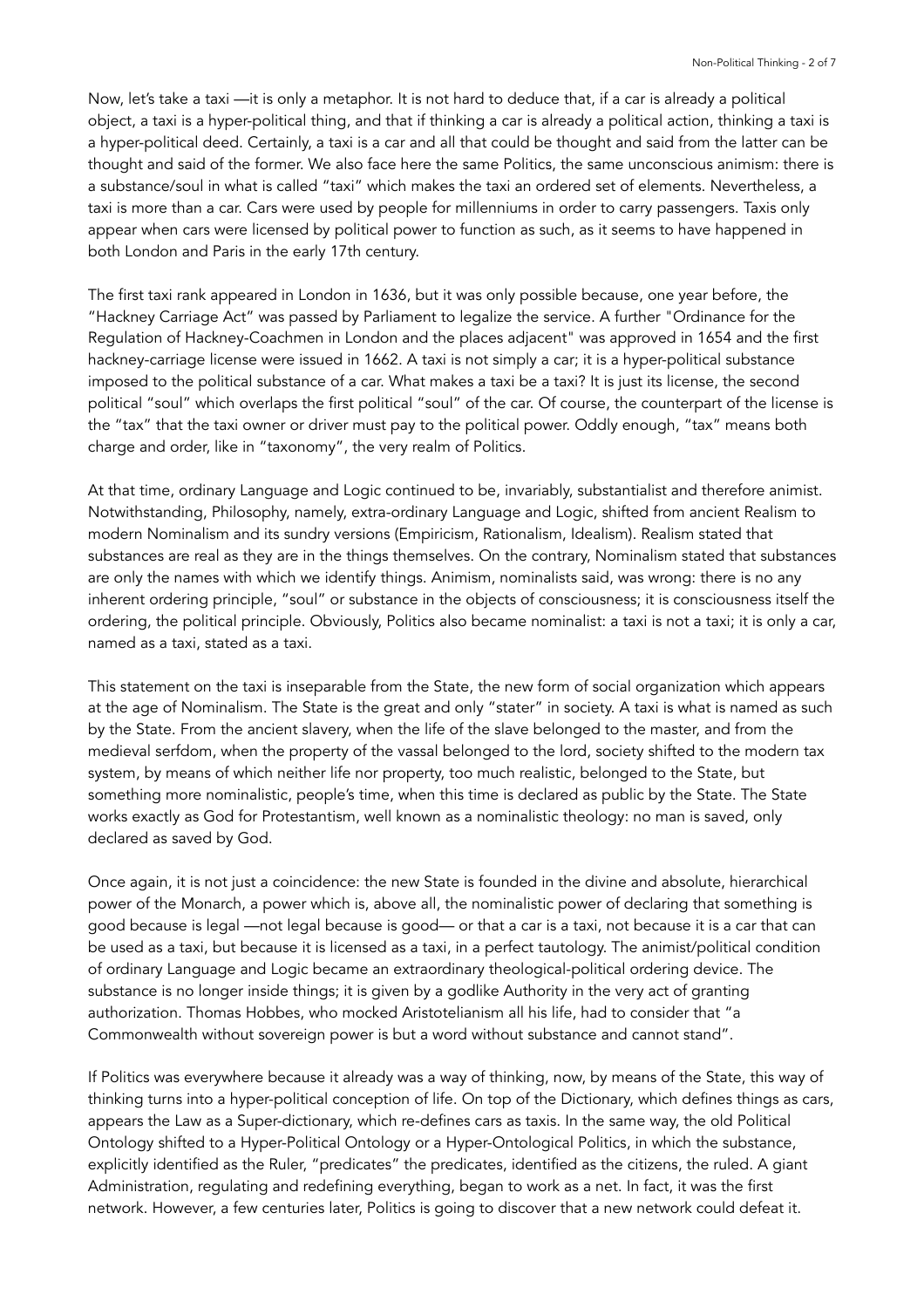Now, let's take a taxi —it is only a metaphor. It is not hard to deduce that, if a car is already a political object, a taxi is a hyper-political thing, and that if thinking a car is already a political action, thinking a taxi is a hyper-political deed. Certainly, a taxi is a car and all that could be thought and said from the latter can be thought and said of the former. We also face here the same Politics, the same unconscious animism: there is a substance/soul in what is called "taxi" which makes the taxi an ordered set of elements. Nevertheless, a taxi is more than a car. Cars were used by people for millenniums in order to carry passengers. Taxis only appear when cars were licensed by political power to function as such, as it seems to have happened in both London and Paris in the early 17th century.

The first taxi rank appeared in London in 1636, but it was only possible because, one year before, the "Hackney Carriage Act" was passed by Parliament to legalize the service. A further "Ordinance for the Regulation of Hackney-Coachmen in London and the places adjacent" was approved in 1654 and the first hackney-carriage license were issued in 1662. A taxi is not simply a car; it is a hyper-political substance imposed to the political substance of a car. What makes a taxi be a taxi? It is just its license, the second political "soul" which overlaps the first political "soul" of the car. Of course, the counterpart of the license is the "tax" that the taxi owner or driver must pay to the political power. Oddly enough, "tax" means both charge and order, like in "taxonomy", the very realm of Politics.

At that time, ordinary Language and Logic continued to be, invariably, substantialist and therefore animist. Notwithstanding, Philosophy, namely, extra-ordinary Language and Logic, shifted from ancient Realism to modern Nominalism and its sundry versions (Empiricism, Rationalism, Idealism). Realism stated that substances are real as they are in the things themselves. On the contrary, Nominalism stated that substances are only the names with which we identify things. Animism, nominalists said, was wrong: there is no any inherent ordering principle, "soul" or substance in the objects of consciousness; it is consciousness itself the ordering, the political principle. Obviously, Politics also became nominalist: a taxi is not a taxi; it is only a car, named as a taxi, stated as a taxi.

This statement on the taxi is inseparable from the State, the new form of social organization which appears at the age of Nominalism. The State is the great and only "stater" in society. A taxi is what is named as such by the State. From the ancient slavery, when the life of the slave belonged to the master, and from the medieval serfdom, when the property of the vassal belonged to the lord, society shifted to the modern tax system, by means of which neither life nor property, too much realistic, belonged to the State, but something more nominalistic, people's time, when this time is declared as public by the State. The State works exactly as God for Protestantism, well known as a nominalistic theology: no man is saved, only declared as saved by God.

Once again, it is not just a coincidence: the new State is founded in the divine and absolute, hierarchical power of the Monarch, a power which is, above all, the nominalistic power of declaring that something is good because is legal —not legal because is good— or that a car is a taxi, not because it is a car that can be used as a taxi, but because it is licensed as a taxi, in a perfect tautology. The animist/political condition of ordinary Language and Logic became an extraordinary theological-political ordering device. The substance is no longer inside things; it is given by a godlike Authority in the very act of granting authorization. Thomas Hobbes, who mocked Aristotelianism all his life, had to consider that "a Commonwealth without sovereign power is but a word without substance and cannot stand".

If Politics was everywhere because it already was a way of thinking, now, by means of the State, this way of thinking turns into a hyper-political conception of life. On top of the Dictionary, which defines things as cars, appears the Law as a Super-dictionary, which re-defines cars as taxis. In the same way, the old Political Ontology shifted to a Hyper-Political Ontology or a Hyper-Ontological Politics, in which the substance, explicitly identified as the Ruler, "predicates" the predicates, identified as the citizens, the ruled. A giant Administration, regulating and redefining everything, began to work as a net. In fact, it was the first network. However, a few centuries later, Politics is going to discover that a new network could defeat it.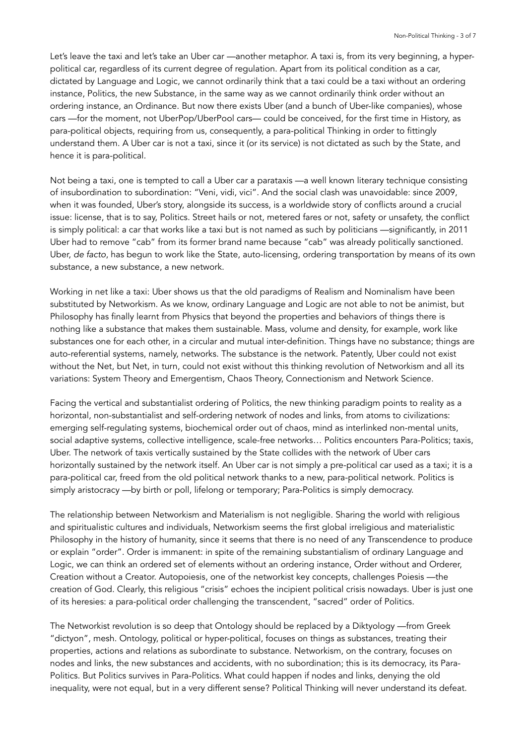Let's leave the taxi and let's take an Uber car —another metaphor. A taxi is, from its very beginning, a hyper-political car, regardless of its current degree of regulation. Apart from its political condition as a car, dictated by Language and Logic, we cannot ordinarily think that a taxi could be a taxi without an ordering instance, Politics, the new Substance, in the same way as we cannot ordinarily think order without an ordering instance, an Ordinance. But now there exists Uber (and a bunch of Uber-like companies), whose cars —for the moment, not UberPop/UberPool cars— could be conceived, for the first time in History, as para-political objects, requiring from us, consequently, a para-political Thinking in order to fittingly understand them. A Uber car is not a taxi, since it (or its service) is not dictated as such by the State, and hence it is para-political.

Not being a taxi, one is tempted to call a Uber car a parataxis —a well known literary technique consisting of insubordination to subordination: "Veni, vidi, vici". And the social clash was unavoidable: since 2009, when it was founded, Uber's story, alongside its success, is a worldwide story of conflicts around a crucial issue: license, that is to say, Politics. Street hails or not, metered fares or not, safety or unsafety, the conflict is simply political: a car that works like a taxi but is not named as such by politicians —significantly, in 2011 Uber had to remove "cab" from its former brand name because "cab" was already politically sanctioned. Uber, *de facto*, has begun to work like the State, auto-licensing, ordering transportation by means of its own substance, a new substance, a new network.

Working in net like a taxi: Uber shows us that the old paradigms of Realism and Nominalism have been substituted by Networkism. As we know, ordinary Language and Logic are not able to not be animist, but Philosophy has finally learnt from Physics that beyond the properties and behaviors of things there is nothing like a substance that makes them sustainable. Mass, volume and density, for example, work like substances one for each other, in a circular and mutual inter-definition. Things have no substance; things are auto-referential systems, namely, networks. The substance is the network. Patently, Uber could not exist without the Net, but Net, in turn, could not exist without this thinking revolution of Networkism and all its variations: System Theory and Emergentism, Chaos Theory, Connectionism and Network Science.

Facing the vertical and substantialist ordering of Politics, the new thinking paradigm points to reality as a horizontal, non-substantialist and self-ordering network of nodes and links, from atoms to civilizations: emerging self-regulating systems, biochemical order out of chaos, mind as interlinked non-mental units, social adaptive systems, collective intelligence, scale-free networks… Politics encounters Para-Politics; taxis, Uber. The network of taxis vertically sustained by the State collides with the network of Uber cars horizontally sustained by the network itself. An Uber car is not simply a pre-political car used as a taxi; it is a para-political car, freed from the old political network thanks to a new, para-political network. Politics is simply aristocracy —by birth or poll, lifelong or temporary; Para-Politics is simply democracy.

The relationship between Networkism and Materialism is not negligible. Sharing the world with religious and spiritualistic cultures and individuals, Networkism seems the first global irreligious and materialistic Philosophy in the history of humanity, since it seems that there is no need of any Transcendence to produce or explain "order". Order is immanent: in spite of the remaining substantialism of ordinary Language and Logic, we can think an ordered set of elements without an ordering instance, Order without and Orderer, Creation without a Creator. Autopoiesis, one of the networkist key concepts, challenges Poiesis —the creation of God. Clearly, this religious "crisis" echoes the incipient political crisis nowadays. Uber is just one of its heresies: a para-political order challenging the transcendent, "sacred" order of Politics.

The Networkist revolution is so deep that Ontology should be replaced by a Diktyology —from Greek "dictyon", mesh. Ontology, political or hyper-political, focuses on things as substances, treating their properties, actions and relations as subordinate to substance. Networkism, on the contrary, focuses on nodes and links, the new substances and accidents, with no subordination; this is its democracy, its Para-Politics. But Politics survives in Para-Politics. What could happen if nodes and links, denying the old inequality, were not equal, but in a very different sense? Political Thinking will never understand its defeat.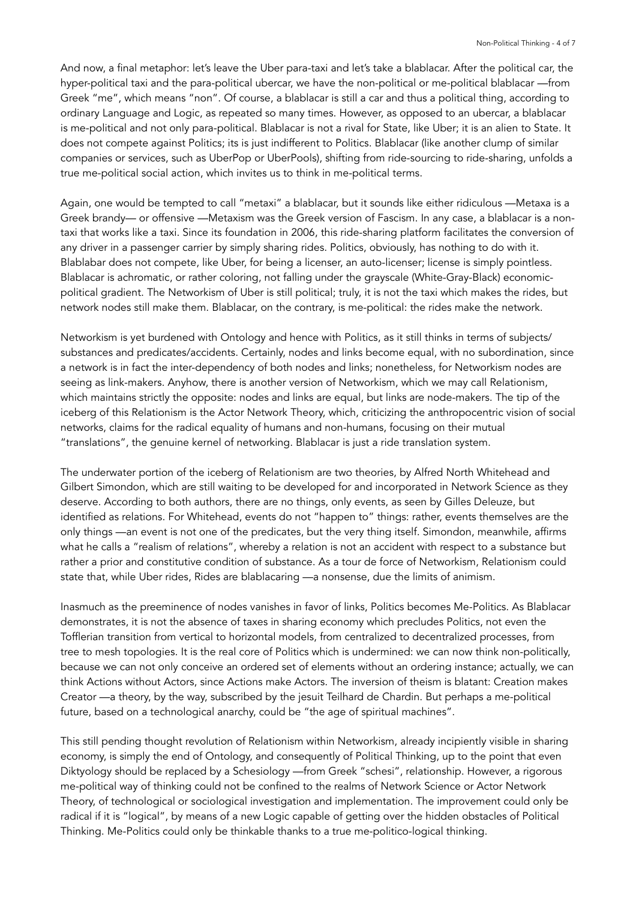And now, a final metaphor: let's leave the Uber para-taxi and let's take a blablacar. After the political car, the hyper-political taxi and the para-political ubercar, we have the non-political or me-political blablacar —from Greek "me", which means "non". Of course, a blablacar is still a car and thus a political thing, according to ordinary Language and Logic, as repeated so many times. However, as opposed to an ubercar, a blablacar is me-political and not only para-political. Blablacar is not a rival for State, like Uber; it is an alien to State. It does not compete against Politics; its is just indifferent to Politics. Blablacar (like another clump of similar companies or services, such as UberPop or UberPools), shifting from ride-sourcing to ride-sharing, unfolds a true me-political social action, which invites us to think in me-political terms.

Again, one would be tempted to call "metaxi" a blablacar, but it sounds like either ridiculous —Metaxa is a Greek brandy— or offensive —Metaxism was the Greek version of Fascism. In any case, a blablacar is a non-taxi that works like a taxi. Since its foundation in 2006, this ride-sharing platform facilitates the conversion of any driver in a passenger carrier by simply sharing rides. Politics, obviously, has nothing to do with it. Blablabar does not compete, like Uber, for being a licenser, an auto-licenser; license is simply pointless. Blablacar is achromatic, or rather coloring, not falling under the grayscale (White-Gray-Black) economic-political gradient. The Networkism of Uber is still political; truly, it is not the taxi which makes the rides, but network nodes still make them. Blablacar, on the contrary, is me-political: the rides make the network.

Networkism is yet burdened with Ontology and hence with Politics, as it still thinks in terms of subjects/substances and predicates/accidents. Certainly, nodes and links become equal, with no subordination, since a network is in fact the inter-dependency of both nodes and links; nonetheless, for Networkism nodes are seeing as link-makers. Anyhow, there is another version of Networkism, which we may call Relationism, which maintains strictly the opposite: nodes and links are equal, but links are node-makers. The tip of the iceberg of this Relationism is the Actor Network Theory, which, criticizing the anthropocentric vision of social networks, claims for the radical equality of humans and non-humans, focusing on their mutual "translations", the genuine kernel of networking. Blablacar is just a ride translation system.

The underwater portion of the iceberg of Relationism are two theories, by Alfred North Whitehead and Gilbert Simondon, which are still waiting to be developed for and incorporated in Network Science as they deserve. According to both authors, there are no things, only events, as seen by Gilles Deleuze, but identified as relations. For Whitehead, events do not "happen to" things: rather, events themselves are the only things —an event is not one of the predicates, but the very thing itself. Simondon, meanwhile, affirms what he calls a "realism of relations", whereby a relation is not an accident with respect to a substance but rather a prior and constitutive condition of substance. As a tour de force of Networkism, Relationism could state that, while Uber rides, Rides are blablacaring —a nonsense, due the limits of animism.

Inasmuch as the preeminence of nodes vanishes in favor of links, Politics becomes Me-Politics. As Blablacar demonstrates, it is not the absence of taxes in sharing economy which precludes Politics, not even the Tofflerian transition from vertical to horizontal models, from centralized to decentralized processes, from tree to mesh topologies. It is the real core of Politics which is undermined: we can now think non-politically, because we can not only conceive an ordered set of elements without an ordering instance; actually, we can think Actions without Actors, since Actions make Actors. The inversion of theism is blatant: Creation makes Creator —a theory, by the way, subscribed by the jesuit Teilhard de Chardin. But perhaps a me-political future, based on a technological anarchy, could be "the age of spiritual machines".

This still pending thought revolution of Relationism within Networkism, already incipiently visible in sharing economy, is simply the end of Ontology, and consequently of Political Thinking, up to the point that even Diktyology should be replaced by a Schesiology —from Greek "schesi", relationship. However, a rigorous me-political way of thinking could not be confined to the realms of Network Science or Actor Network Theory, of technological or sociological investigation and implementation. The improvement could only be radical if it is "logical", by means of a new Logic capable of getting over the hidden obstacles of Political Thinking. Me-Politics could only be thinkable thanks to a true me-politico-logical thinking.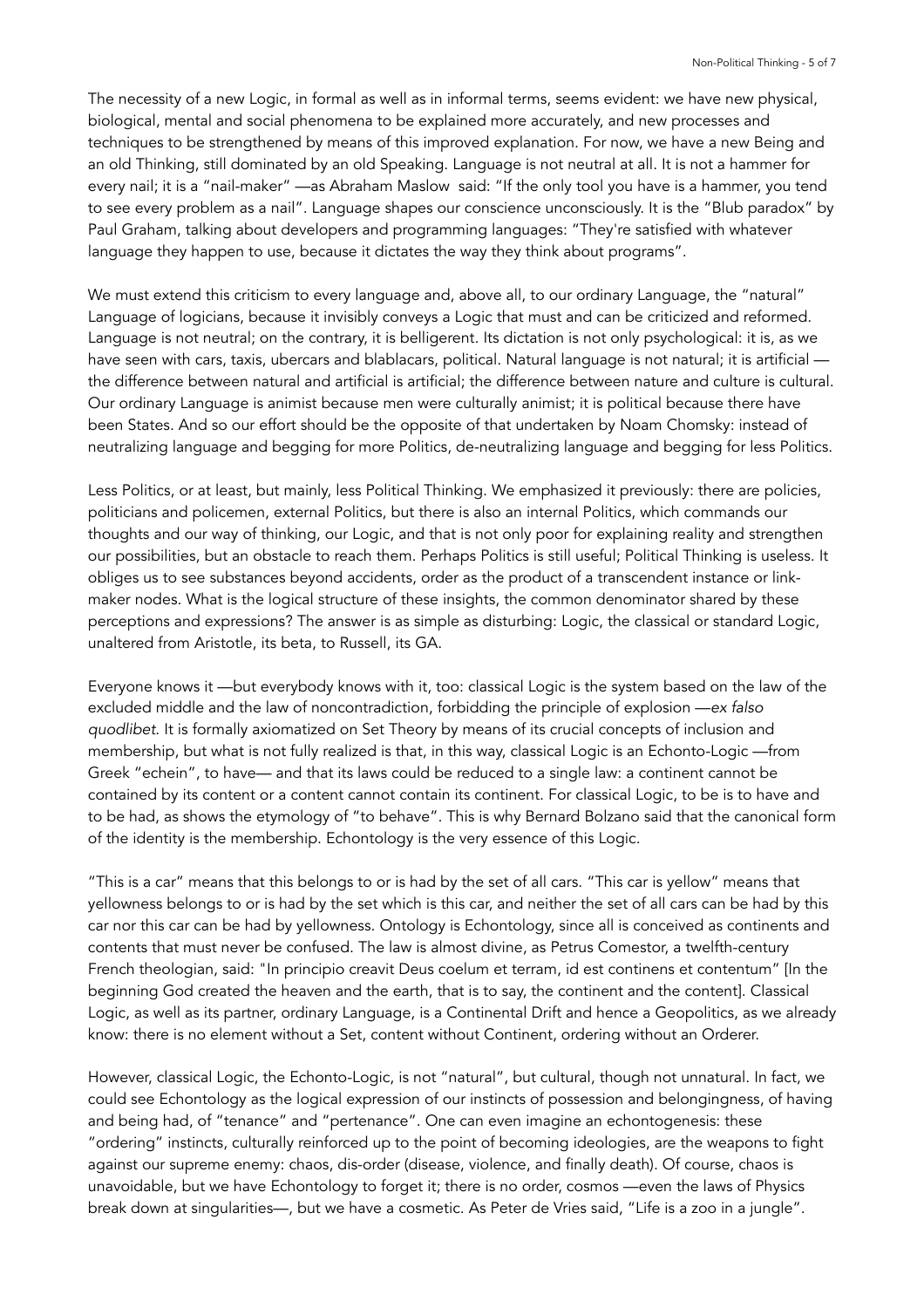The necessity of a new Logic, in formal as well as in informal terms, seems evident: we have new physical, biological, mental and social phenomena to be explained more accurately, and new processes and techniques to be strengthened by means of this improved explanation. For now, we have a new Being and an old Thinking, still dominated by an old Speaking. Language is not neutral at all. It is not a hammer for every nail; it is a "nail-maker" —as Abraham Maslow said: "If the only tool you have is a hammer, you tend to see every problem as a nail". Language shapes our conscience unconsciously. It is the "Blub paradox" by Paul Graham, talking about developers and programming languages: "They're satisfied with whatever language they happen to use, because it dictates the way they think about programs".

We must extend this criticism to every language and, above all, to our ordinary Language, the "natural" Language of logicians, because it invisibly conveys a Logic that must and can be criticized and reformed. Language is not neutral; on the contrary, it is belligerent. Its dictation is not only psychological: it is, as we have seen with cars, taxis, ubercars and blablacars, political. Natural language is not natural; it is artificial — the difference between natural and artificial is artificial; the difference between nature and culture is cultural. Our ordinary Language is animist because men were culturally animist; it is political because there have been States. And so our effort should be the opposite of that undertaken by Noam Chomsky: instead of neutralizing language and begging for more Politics, de-neutralizing language and begging for less Politics.

Less Politics, or at least, but mainly, less Political Thinking. We emphasized it previously: there are policies, politicians and policemen, external Politics, but there is also an internal Politics, which commands our thoughts and our way of thinking, our Logic, and that is not only poor for explaining reality and strengthen our possibilities, but an obstacle to reach them. Perhaps Politics is still useful; Political Thinking is useless. It obliges us to see substances beyond accidents, order as the product of a transcendent instance or link-maker nodes. What is the logical structure of these insights, the common denominator shared by these perceptions and expressions? The answer is as simple as disturbing: Logic, the classical or standard Logic, unaltered from Aristotle, its beta, to Russell, its GA.

Everyone knows it —but everybody knows with it, too: classical Logic is the system based on the law of the excluded middle and the law of noncontradiction, forbidding the principle of explosion —*ex falso quodlibet*. It is formally axiomatized on Set Theory by means of its crucial concepts of inclusion and membership, but what is not fully realized is that, in this way, classical Logic is an Echonto-Logic —from Greek "echein", to have— and that its laws could be reduced to a single law: a continent cannot be contained by its content or a content cannot contain its continent. For classical Logic, to be is to have and to be had, as shows the etymology of "to behave". This is why Bernard Bolzano said that the canonical form of the identity is the membership. Echontology is the very essence of this Logic.

"This is a car" means that this belongs to or is had by the set of all cars. "This car is yellow" means that yellowness belongs to or is had by the set which is this car, and neither the set of all cars can be had by this car nor this car can be had by yellowness. Ontology is Echontology, since all is conceived as continents and contents that must never be confused. The law is almost divine, as Petrus Comestor, a twelfth-century French theologian, said: "In principio creavit Deus coelum et terram, id est continens et contentum" [In the beginning God created the heaven and the earth, that is to say, the continent and the content]. Classical Logic, as well as its partner, ordinary Language, is a Continental Drift and hence a Geopolitics, as we already know: there is no element without a Set, content without Continent, ordering without an Orderer.

However, classical Logic, the Echonto-Logic, is not "natural", but cultural, though not unnatural. In fact, we could see Echontology as the logical expression of our instincts of possession and belongingness, of having and being had, of "tenance" and "pertenance". One can even imagine an echontogenesis: these "ordering" instincts, culturally reinforced up to the point of becoming ideologies, are the weapons to fight against our supreme enemy: chaos, dis-order (disease, violence, and finally death). Of course, chaos is unavoidable, but we have Echontology to forget it; there is no order, cosmos —even the laws of Physics break down at singularities—, but we have a cosmetic. As Peter de Vries said, "Life is a zoo in a jungle".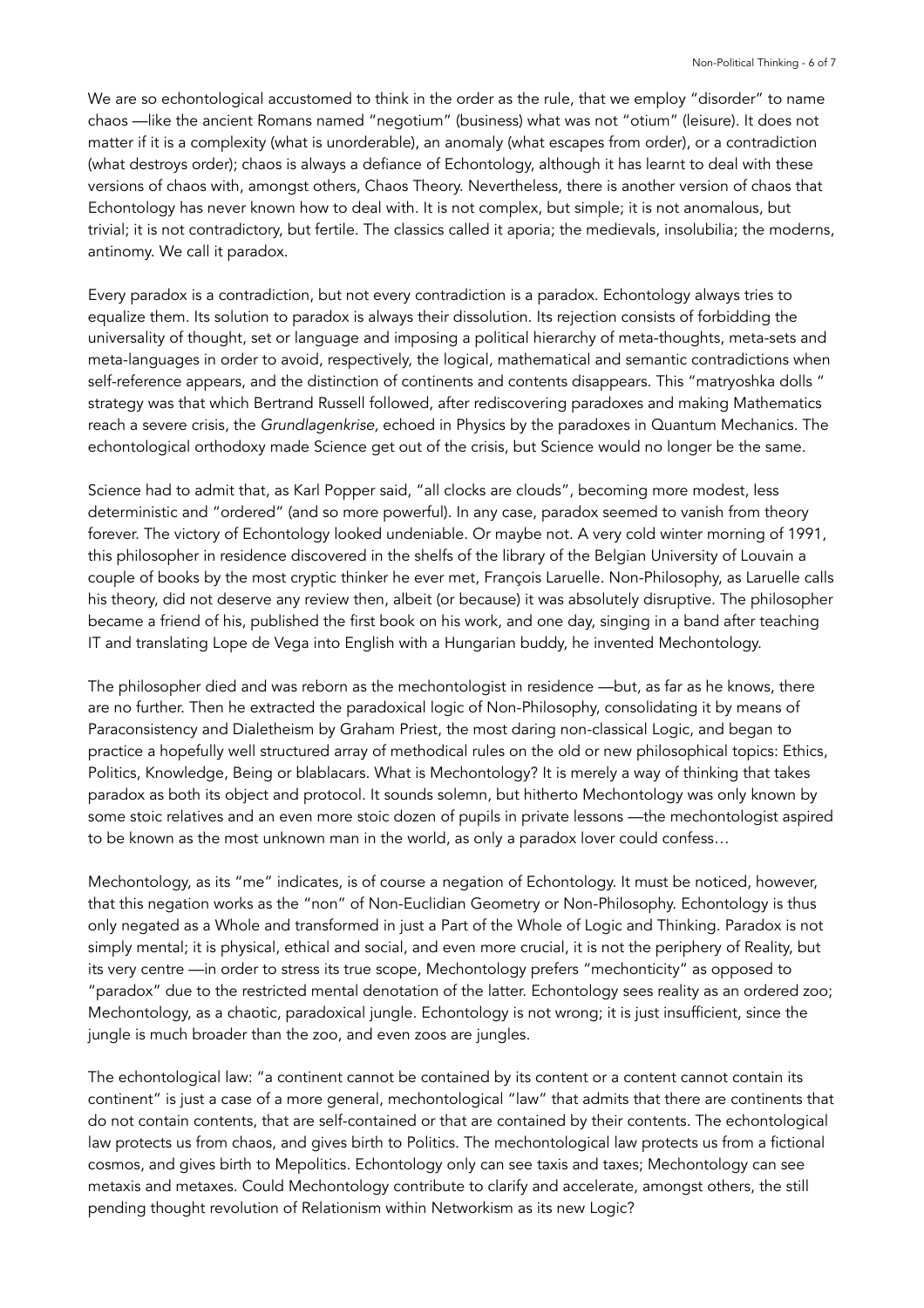We are so echontological accustomed to think in the order as the rule, that we employ "disorder" to name chaos —like the ancient Romans named "negotium" (business) what was not "otium" (leisure). It does not matter if it is a complexity (what is unorderable), an anomaly (what escapes from order), or a contradiction (what destroys order); chaos is always a defiance of Echontology, although it has learnt to deal with these versions of chaos with, amongst others, Chaos Theory. Nevertheless, there is another version of chaos that Echontology has never known how to deal with. It is not complex, but simple; it is not anomalous, but trivial; it is not contradictory, but fertile. The classics called it aporia; the medievals, insolubilia; the moderns, antinomy. We call it paradox.

Every paradox is a contradiction, but not every contradiction is a paradox. Echontology always tries to equalize them. Its solution to paradox is always their dissolution. Its rejection consists of forbidding the universality of thought, set or language and imposing a political hierarchy of meta-thoughts, meta-sets and meta-languages in order to avoid, respectively, the logical, mathematical and semantic contradictions when self-reference appears, and the distinction of continents and contents disappears. This "matryoshka dolls " strategy was that which Bertrand Russell followed, after rediscovering paradoxes and making Mathematics reach a severe crisis, the *Grundlagenkrise,* echoed in Physics by the paradoxes in Quantum Mechanics. The echontological orthodoxy made Science get out of the crisis, but Science would no longer be the same.

Science had to admit that, as Karl Popper said, "all clocks are clouds", becoming more modest, less deterministic and "ordered" (and so more powerful). In any case, paradox seemed to vanish from theory forever. The victory of Echontology looked undeniable. Or maybe not. A very cold winter morning of 1991, this philosopher in residence discovered in the shelfs of the library of the Belgian University of Louvain a couple of books by the most cryptic thinker he ever met, François Laruelle. Non-Philosophy, as Laruelle calls his theory, did not deserve any review then, albeit (or because) it was absolutely disruptive. The philosopher became a friend of his, published the first book on his work, and one day, singing in a band after teaching IT and translating Lope de Vega into English with a Hungarian buddy, he invented Mechontology.

The philosopher died and was reborn as the mechontologist in residence —but, as far as he knows, there are no further. Then he extracted the paradoxical logic of Non-Philosophy, consolidating it by means of Paraconsistency and Dialetheism by Graham Priest, the most daring non-classical Logic, and began to practice a hopefully well structured array of methodical rules on the old or new philosophical topics: Ethics, Politics, Knowledge, Being or blablacars. What is Mechontology? It is merely a way of thinking that takes paradox as both its object and protocol. It sounds solemn, but hitherto Mechontology was only known by some stoic relatives and an even more stoic dozen of pupils in private lessons —the mechontologist aspired to be known as the most unknown man in the world, as only a paradox lover could confess…

Mechontology, as its "me" indicates, is of course a negation of Echontology. It must be noticed, however, that this negation works as the "non" of Non-Euclidian Geometry or Non-Philosophy. Echontology is thus only negated as a Whole and transformed in just a Part of the Whole of Logic and Thinking. Paradox is not simply mental; it is physical, ethical and social, and even more crucial, it is not the periphery of Reality, but its very centre —in order to stress its true scope, Mechontology prefers "mechonticity" as opposed to "paradox" due to the restricted mental denotation of the latter. Echontology sees reality as an ordered zoo; Mechontology, as a chaotic, paradoxical jungle. Echontology is not wrong; it is just insufficient, since the jungle is much broader than the zoo, and even zoos are jungles.

The echontological law: "a continent cannot be contained by its content or a content cannot contain its continent" is just a case of a more general, mechontological "law" that admits that there are continents that do not contain contents, that are self-contained or that are contained by their contents. The echontological law protects us from chaos, and gives birth to Politics. The mechontological law protects us from a fictional cosmos, and gives birth to Mepolitics. Echontology only can see taxis and taxes; Mechontology can see metaxis and metaxes. Could Mechontology contribute to clarify and accelerate, amongst others, the still pending thought revolution of Relationism within Networkism as its new Logic?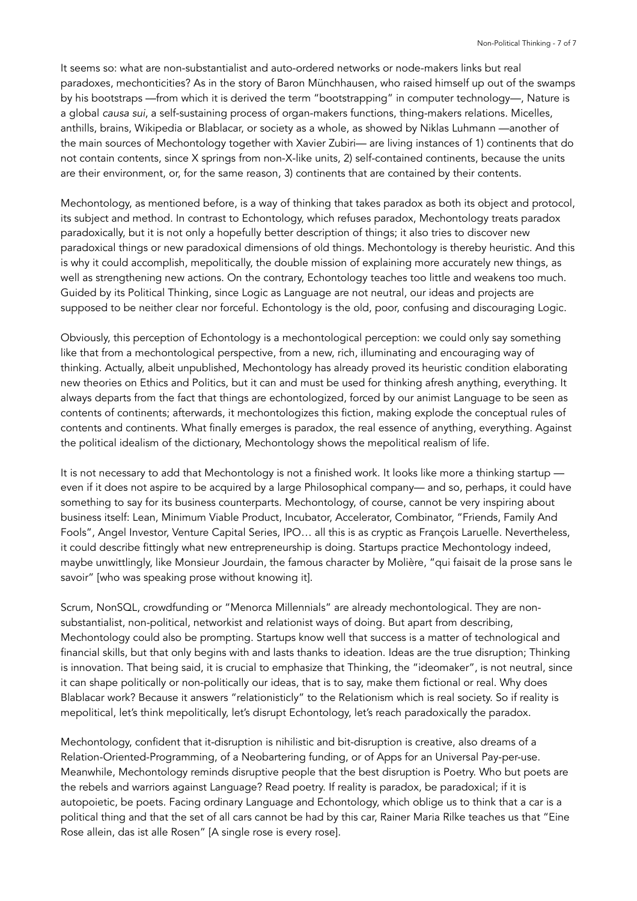It seems so: what are non-substantialist and auto-ordered networks or node-makers links but real paradoxes, mechonticities? As in the story of Baron Münchhausen, who raised himself up out of the swamps by his bootstraps —from which it is derived the term "bootstrapping" in computer technology—, Nature is a global *causa sui*, a self-sustaining process of organ-makers functions, thing-makers relations. Micelles, anthills, brains, Wikipedia or Blablacar, or society as a whole, as showed by Niklas Luhmann —another of the main sources of Mechontology together with Xavier Zubiri— are living instances of 1) continents that do not contain contents, since X springs from non-X-like units, 2) self-contained continents, because the units are their environment, or, for the same reason, 3) continents that are contained by their contents.

Mechontology, as mentioned before, is a way of thinking that takes paradox as both its object and protocol, its subject and method. In contrast to Echontology, which refuses paradox, Mechontology treats paradox paradoxically, but it is not only a hopefully better description of things; it also tries to discover new paradoxical things or new paradoxical dimensions of old things. Mechontology is thereby heuristic. And this is why it could accomplish, mepolitically, the double mission of explaining more accurately new things, as well as strengthening new actions. On the contrary, Echontology teaches too little and weakens too much. Guided by its Political Thinking, since Logic as Language are not neutral, our ideas and projects are supposed to be neither clear nor forceful. Echontology is the old, poor, confusing and discouraging Logic.

Obviously, this perception of Echontology is a mechontological perception: we could only say something like that from a mechontological perspective, from a new, rich, illuminating and encouraging way of thinking. Actually, albeit unpublished, Mechontology has already proved its heuristic condition elaborating new theories on Ethics and Politics, but it can and must be used for thinking afresh anything, everything. It always departs from the fact that things are echontologized, forced by our animist Language to be seen as contents of continents; afterwards, it mechontologizes this fiction, making explode the conceptual rules of contents and continents. What finally emerges is paradox, the real essence of anything, everything. Against the political idealism of the dictionary, Mechontology shows the mepolitical realism of life.

It is not necessary to add that Mechontology is not a finished work. It looks like more a thinking startup — even if it does not aspire to be acquired by a large Philosophical company— and so, perhaps, it could have something to say for its business counterparts. Mechontology, of course, cannot be very inspiring about business itself: Lean, Minimum Viable Product, Incubator, Accelerator, Combinator, "Friends, Family And Fools", Angel Investor, Venture Capital Series, IPO… all this is as cryptic as François Laruelle. Nevertheless, it could describe fittingly what new entrepreneurship is doing. Startups practice Mechontology indeed, maybe unwittingly, like Monsieur Jourdain, the famous character by Molière, "qui faisait de la prose sans le savoir" [who was speaking prose without knowing it].

Scrum, NonSQL, crowdfunding or "Menorca Millennials" are already mechontological. They are non-substantialist, non-political, networkist and relationist ways of doing. But apart from describing, Mechontology could also be prompting. Startups know well that success is a matter of technological and financial skills, but that only begins with and lasts thanks to ideation. Ideas are the true disruption; Thinking is innovation. That being said, it is crucial to emphasize that Thinking, the "ideomaker", is not neutral, since it can shape politically or non-politically our ideas, that is to say, make them fictional or real. Why does Blablacar work? Because it answers "relationisticly" to the Relationism which is real society. So if reality is mepolitical, let's think mepolitically, let's disrupt Echontology, let's reach paradoxically the paradox.

Mechontology, confident that it-disruption is nihilistic and bit-disruption is creative, also dreams of a Relation-Oriented-Programming, of a Neobartering funding, or of Apps for an Universal Pay-per-use. Meanwhile, Mechontology reminds disruptive people that the best disruption is Poetry. Who but poets are the rebels and warriors against Language? Read poetry. If reality is paradox, be paradoxical; if it is autopoietic, be poets. Facing ordinary Language and Echontology, which oblige us to think that a car is a political thing and that the set of all cars cannot be had by this car, Rainer Maria Rilke teaches us that "Eine Rose allein, das ist alle Rosen" [A single rose is every rose].